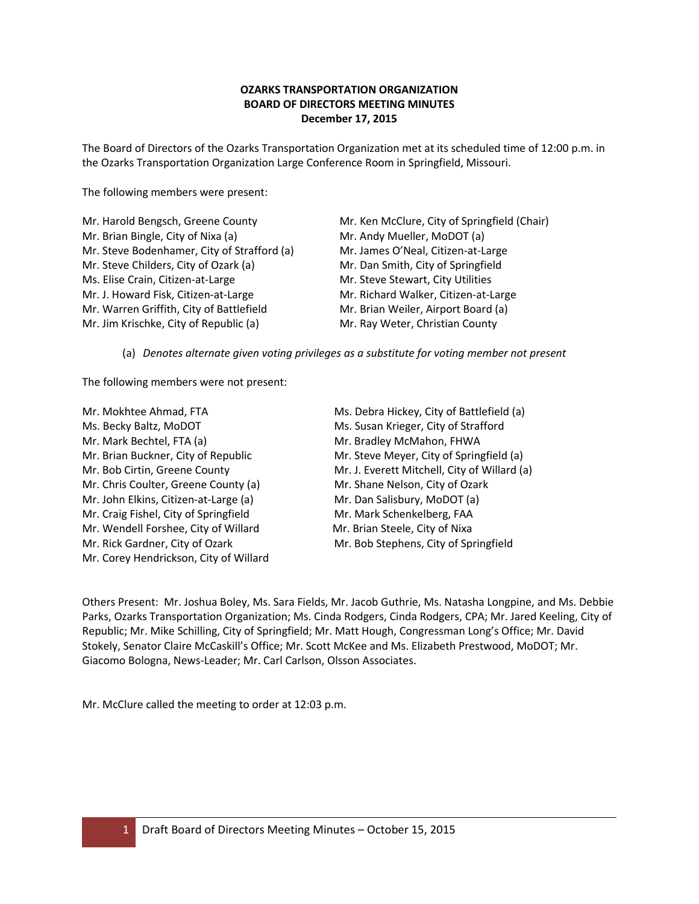**OZARKS TRANSPORTATION ORGANIZATION**
**BOARD OF DIRECTORS MEETING MINUTES**
**December 17, 2015**

The Board of Directors of the Ozarks Transportation Organization met at its scheduled time of 12:00 p.m. in the Ozarks Transportation Organization Large Conference Room in Springfield, Missouri.

The following members were present:

Mr. Harold Bengsch, Greene County
Mr. Brian Bingle, City of Nixa (a)
Mr. Steve Bodenhamer, City of Strafford (a)
Mr. Steve Childers, City of Ozark (a)
Ms. Elise Crain, Citizen-at-Large
Mr. J. Howard Fisk, Citizen-at-Large
Mr. Warren Griffith, City of Battlefield
Mr. Jim Krischke, City of Republic (a)
Mr. Ken McClure, City of Springfield (Chair)
Mr. Andy Mueller, MoDOT (a)
Mr. James O'Neal, Citizen-at-Large
Mr. Dan Smith, City of Springfield
Mr. Steve Stewart, City Utilities
Mr. Richard Walker, Citizen-at-Large
Mr. Brian Weiler, Airport Board (a)
Mr. Ray Weter, Christian County

(a) *Denotes alternate given voting privileges as a substitute for voting member not present*

The following members were not present:

Mr. Mokhtee Ahmad, FTA
Ms. Becky Baltz, MoDOT
Mr. Mark Bechtel, FTA (a)
Mr. Brian Buckner, City of Republic
Mr. Bob Cirtin, Greene County
Mr. Chris Coulter, Greene County (a)
Mr. John Elkins, Citizen-at-Large (a)
Mr. Craig Fishel, City of Springfield
Mr. Wendell Forshee, City of Willard
Mr. Rick Gardner, City of Ozark
Mr. Corey Hendrickson, City of Willard
Ms. Debra Hickey, City of Battlefield (a)
Ms. Susan Krieger, City of Strafford
Mr. Bradley McMahon, FHWA
Mr. Steve Meyer, City of Springfield (a)
Mr. J. Everett Mitchell, City of Willard (a)
Mr. Shane Nelson, City of Ozark
Mr. Dan Salisbury, MoDOT (a)
Mr. Mark Schenkelberg, FAA
Mr. Brian Steele, City of Nixa
Mr. Bob Stephens, City of Springfield

Others Present: Mr. Joshua Boley, Ms. Sara Fields, Mr. Jacob Guthrie, Ms. Natasha Longpine, and Ms. Debbie Parks, Ozarks Transportation Organization; Ms. Cinda Rodgers, Cinda Rodgers, CPA; Mr. Jared Keeling, City of Republic; Mr. Mike Schilling, City of Springfield; Mr. Matt Hough, Congressman Long's Office; Mr. David Stokely, Senator Claire McCaskill's Office; Mr. Scott McKee and Ms. Elizabeth Prestwood, MoDOT; Mr. Giacomo Bologna, News-Leader; Mr. Carl Carlson, Olsson Associates.

Mr. McClure called the meeting to order at 12:03 p.m.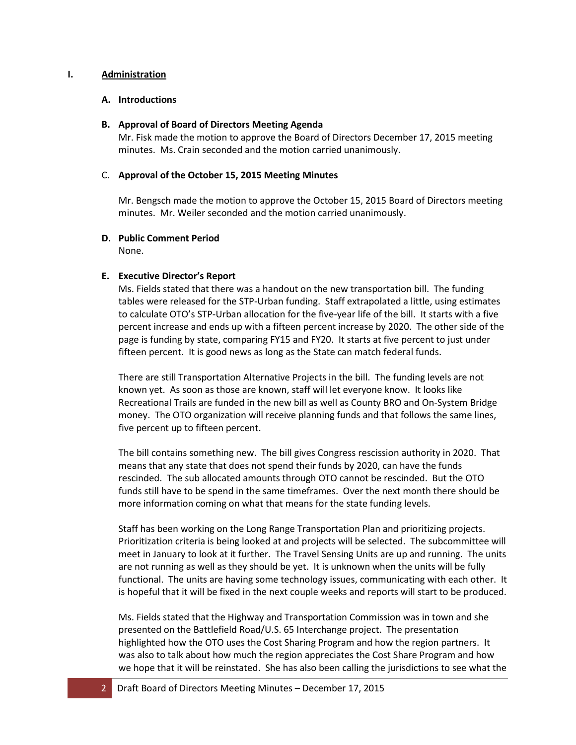## I. Administration

### A. Introductions

### B. Approval of Board of Directors Meeting Agenda

Mr. Fisk made the motion to approve the Board of Directors December 17, 2015 meeting minutes. Ms. Crain seconded and the motion carried unanimously.

### C. Approval of the October 15, 2015 Meeting Minutes

Mr. Bengsch made the motion to approve the October 15, 2015 Board of Directors meeting minutes. Mr. Weiler seconded and the motion carried unanimously.

### D. Public Comment Period

None.

### E. Executive Director's Report

Ms. Fields stated that there was a handout on the new transportation bill. The funding tables were released for the STP-Urban funding. Staff extrapolated a little, using estimates to calculate OTO's STP-Urban allocation for the five-year life of the bill. It starts with a five percent increase and ends up with a fifteen percent increase by 2020. The other side of the page is funding by state, comparing FY15 and FY20. It starts at five percent to just under fifteen percent. It is good news as long as the State can match federal funds.

There are still Transportation Alternative Projects in the bill. The funding levels are not known yet. As soon as those are known, staff will let everyone know. It looks like Recreational Trails are funded in the new bill as well as County BRO and On-System Bridge money. The OTO organization will receive planning funds and that follows the same lines, five percent up to fifteen percent.

The bill contains something new. The bill gives Congress rescission authority in 2020. That means that any state that does not spend their funds by 2020, can have the funds rescinded. The sub allocated amounts through OTO cannot be rescinded. But the OTO funds still have to be spend in the same timeframes. Over the next month there should be more information coming on what that means for the state funding levels.

Staff has been working on the Long Range Transportation Plan and prioritizing projects. Prioritization criteria is being looked at and projects will be selected. The subcommittee will meet in January to look at it further. The Travel Sensing Units are up and running. The units are not running as well as they should be yet. It is unknown when the units will be fully functional. The units are having some technology issues, communicating with each other. It is hopeful that it will be fixed in the next couple weeks and reports will start to be produced.

Ms. Fields stated that the Highway and Transportation Commission was in town and she presented on the Battlefield Road/U.S. 65 Interchange project. The presentation highlighted how the OTO uses the Cost Sharing Program and how the region partners. It was also to talk about how much the region appreciates the Cost Share Program and how we hope that it will be reinstated. She has also been calling the jurisdictions to see what the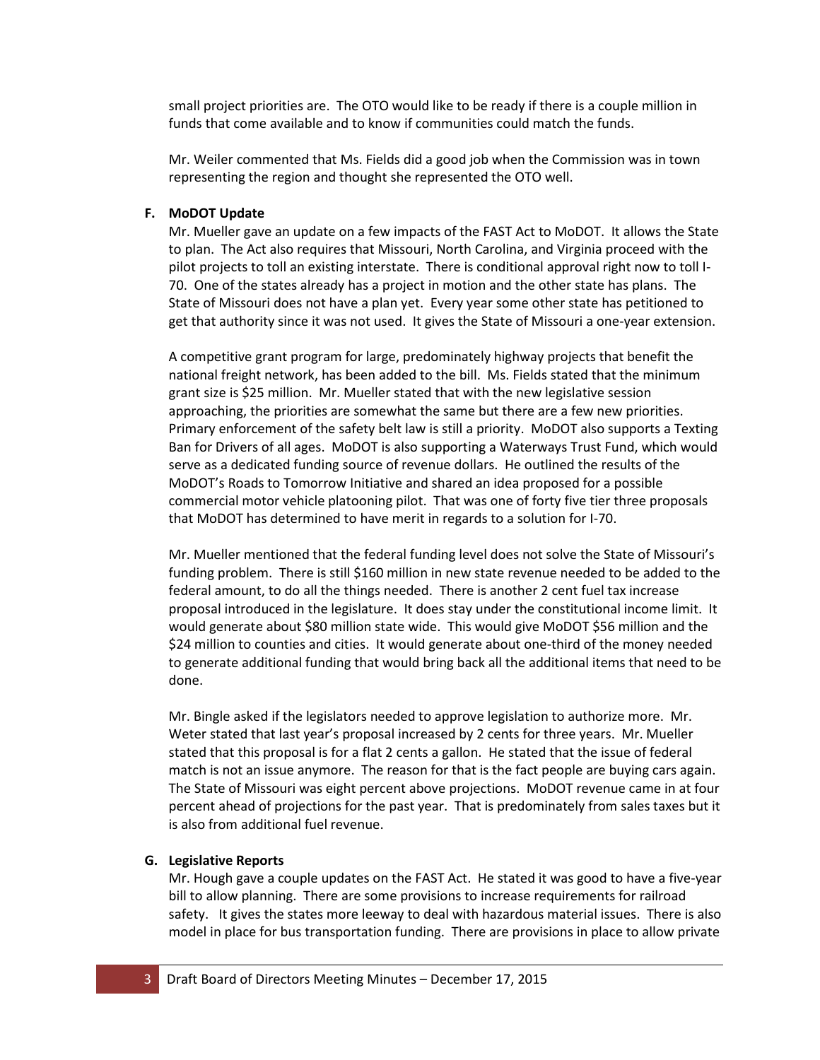small project priorities are. The OTO would like to be ready if there is a couple million in funds that come available and to know if communities could match the funds.

Mr. Weiler commented that Ms. Fields did a good job when the Commission was in town representing the region and thought she represented the OTO well.

**F. MoDOT Update**

Mr. Mueller gave an update on a few impacts of the FAST Act to MoDOT. It allows the State to plan. The Act also requires that Missouri, North Carolina, and Virginia proceed with the pilot projects to toll an existing interstate. There is conditional approval right now to toll I-70. One of the states already has a project in motion and the other state has plans. The State of Missouri does not have a plan yet. Every year some other state has petitioned to get that authority since it was not used. It gives the State of Missouri a one-year extension.

A competitive grant program for large, predominately highway projects that benefit the national freight network, has been added to the bill. Ms. Fields stated that the minimum grant size is $25 million. Mr. Mueller stated that with the new legislative session approaching, the priorities are somewhat the same but there are a few new priorities. Primary enforcement of the safety belt law is still a priority. MoDOT also supports a Texting Ban for Drivers of all ages. MoDOT is also supporting a Waterways Trust Fund, which would serve as a dedicated funding source of revenue dollars. He outlined the results of the MoDOT's Roads to Tomorrow Initiative and shared an idea proposed for a possible commercial motor vehicle platooning pilot. That was one of forty five tier three proposals that MoDOT has determined to have merit in regards to a solution for I-70.

Mr. Mueller mentioned that the federal funding level does not solve the State of Missouri's funding problem. There is still $160 million in new state revenue needed to be added to the federal amount, to do all the things needed. There is another 2 cent fuel tax increase proposal introduced in the legislature. It does stay under the constitutional income limit. It would generate about $80 million state wide. This would give MoDOT $56 million and the $24 million to counties and cities. It would generate about one-third of the money needed to generate additional funding that would bring back all the additional items that need to be done.

Mr. Bingle asked if the legislators needed to approve legislation to authorize more. Mr. Weter stated that last year's proposal increased by 2 cents for three years. Mr. Mueller stated that this proposal is for a flat 2 cents a gallon. He stated that the issue of federal match is not an issue anymore. The reason for that is the fact people are buying cars again. The State of Missouri was eight percent above projections. MoDOT revenue came in at four percent ahead of projections for the past year. That is predominately from sales taxes but it is also from additional fuel revenue.

**G. Legislative Reports**

Mr. Hough gave a couple updates on the FAST Act. He stated it was good to have a five-year bill to allow planning. There are some provisions to increase requirements for railroad safety. It gives the states more leeway to deal with hazardous material issues. There is also model in place for bus transportation funding. There are provisions in place to allow private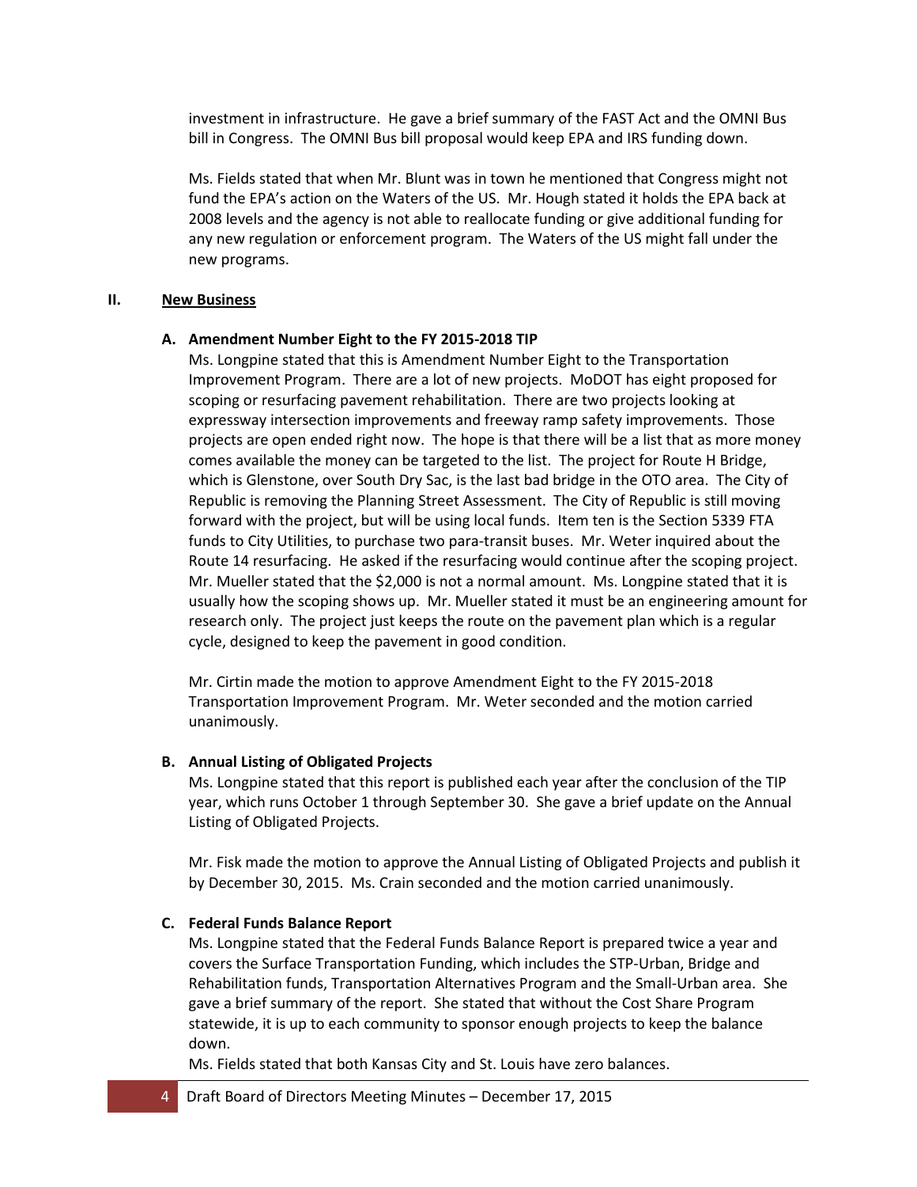investment in infrastructure. He gave a brief summary of the FAST Act and the OMNI Bus bill in Congress. The OMNI Bus bill proposal would keep EPA and IRS funding down.

Ms. Fields stated that when Mr. Blunt was in town he mentioned that Congress might not fund the EPA's action on the Waters of the US. Mr. Hough stated it holds the EPA back at 2008 levels and the agency is not able to reallocate funding or give additional funding for any new regulation or enforcement program. The Waters of the US might fall under the new programs.

## II. New Business

### A. Amendment Number Eight to the FY 2015-2018 TIP

Ms. Longpine stated that this is Amendment Number Eight to the Transportation Improvement Program. There are a lot of new projects. MoDOT has eight proposed for scoping or resurfacing pavement rehabilitation. There are two projects looking at expressway intersection improvements and freeway ramp safety improvements. Those projects are open ended right now. The hope is that there will be a list that as more money comes available the money can be targeted to the list. The project for Route H Bridge, which is Glenstone, over South Dry Sac, is the last bad bridge in the OTO area. The City of Republic is removing the Planning Street Assessment. The City of Republic is still moving forward with the project, but will be using local funds. Item ten is the Section 5339 FTA funds to City Utilities, to purchase two para-transit buses. Mr. Weter inquired about the Route 14 resurfacing. He asked if the resurfacing would continue after the scoping project. Mr. Mueller stated that the $2,000 is not a normal amount. Ms. Longpine stated that it is usually how the scoping shows up. Mr. Mueller stated it must be an engineering amount for research only. The project just keeps the route on the pavement plan which is a regular cycle, designed to keep the pavement in good condition.

Mr. Cirtin made the motion to approve Amendment Eight to the FY 2015-2018 Transportation Improvement Program. Mr. Weter seconded and the motion carried unanimously.

### B. Annual Listing of Obligated Projects

Ms. Longpine stated that this report is published each year after the conclusion of the TIP year, which runs October 1 through September 30. She gave a brief update on the Annual Listing of Obligated Projects.

Mr. Fisk made the motion to approve the Annual Listing of Obligated Projects and publish it by December 30, 2015. Ms. Crain seconded and the motion carried unanimously.

### C. Federal Funds Balance Report

Ms. Longpine stated that the Federal Funds Balance Report is prepared twice a year and covers the Surface Transportation Funding, which includes the STP-Urban, Bridge and Rehabilitation funds, Transportation Alternatives Program and the Small-Urban area. She gave a brief summary of the report. She stated that without the Cost Share Program statewide, it is up to each community to sponsor enough projects to keep the balance down.

Ms. Fields stated that both Kansas City and St. Louis have zero balances.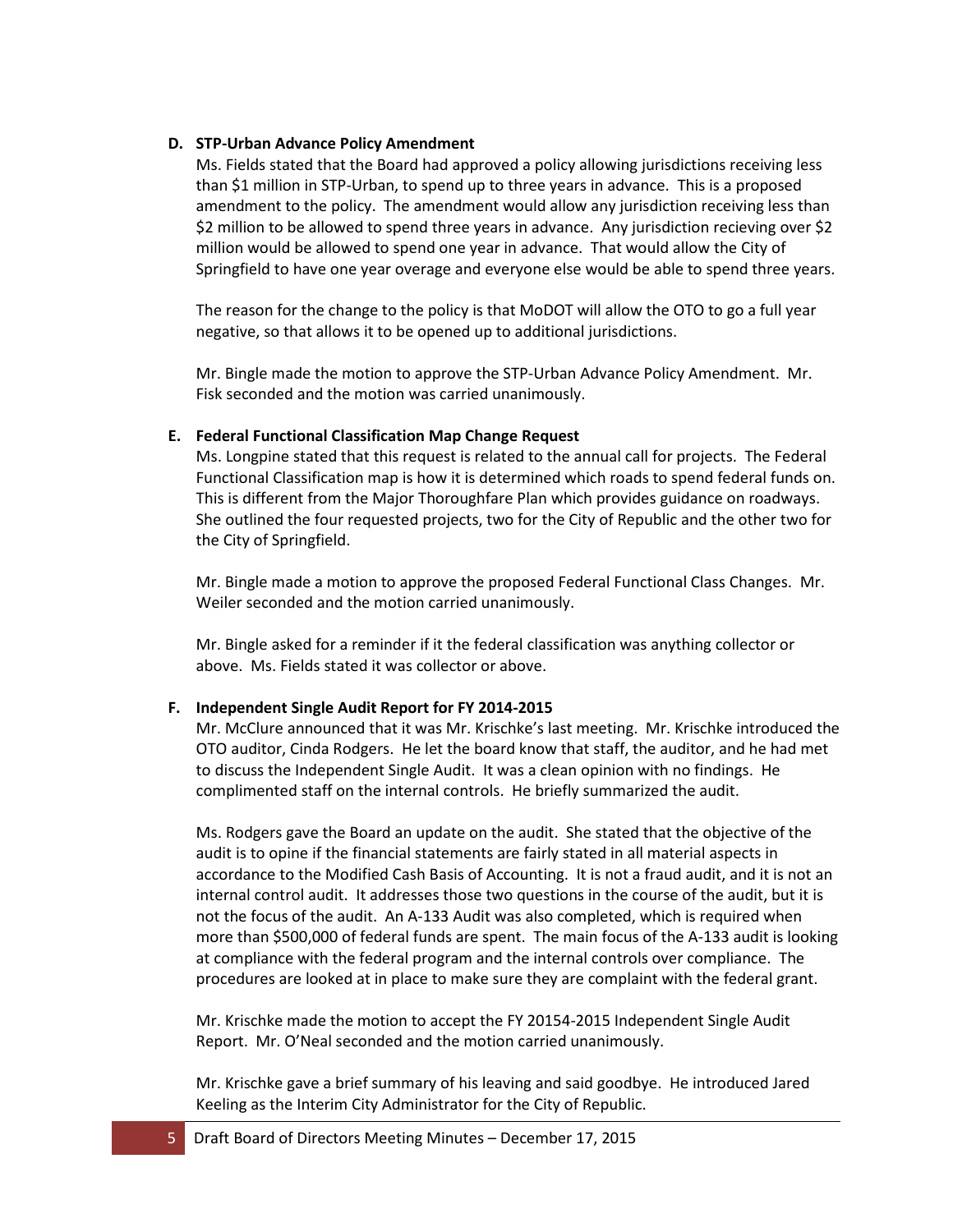**D. STP-Urban Advance Policy Amendment**

Ms. Fields stated that the Board had approved a policy allowing jurisdictions receiving less than $1 million in STP-Urban, to spend up to three years in advance. This is a proposed amendment to the policy. The amendment would allow any jurisdiction receiving less than $2 million to be allowed to spend three years in advance. Any jurisdiction recieving over $2 million would be allowed to spend one year in advance. That would allow the City of Springfield to have one year overage and everyone else would be able to spend three years.

The reason for the change to the policy is that MoDOT will allow the OTO to go a full year negative, so that allows it to be opened up to additional jurisdictions.

Mr. Bingle made the motion to approve the STP-Urban Advance Policy Amendment. Mr. Fisk seconded and the motion was carried unanimously.

**E. Federal Functional Classification Map Change Request**

Ms. Longpine stated that this request is related to the annual call for projects. The Federal Functional Classification map is how it is determined which roads to spend federal funds on. This is different from the Major Thoroughfare Plan which provides guidance on roadways. She outlined the four requested projects, two for the City of Republic and the other two for the City of Springfield.

Mr. Bingle made a motion to approve the proposed Federal Functional Class Changes. Mr. Weiler seconded and the motion carried unanimously.

Mr. Bingle asked for a reminder if it the federal classification was anything collector or above. Ms. Fields stated it was collector or above.

**F. Independent Single Audit Report for FY 2014-2015**

Mr. McClure announced that it was Mr. Krischke's last meeting. Mr. Krischke introduced the OTO auditor, Cinda Rodgers. He let the board know that staff, the auditor, and he had met to discuss the Independent Single Audit. It was a clean opinion with no findings. He complimented staff on the internal controls. He briefly summarized the audit.

Ms. Rodgers gave the Board an update on the audit. She stated that the objective of the audit is to opine if the financial statements are fairly stated in all material aspects in accordance to the Modified Cash Basis of Accounting. It is not a fraud audit, and it is not an internal control audit. It addresses those two questions in the course of the audit, but it is not the focus of the audit. An A-133 Audit was also completed, which is required when more than $500,000 of federal funds are spent. The main focus of the A-133 audit is looking at compliance with the federal program and the internal controls over compliance. The procedures are looked at in place to make sure they are complaint with the federal grant.

Mr. Krischke made the motion to accept the FY 20154-2015 Independent Single Audit Report. Mr. O'Neal seconded and the motion carried unanimously.

Mr. Krischke gave a brief summary of his leaving and said goodbye. He introduced Jared Keeling as the Interim City Administrator for the City of Republic.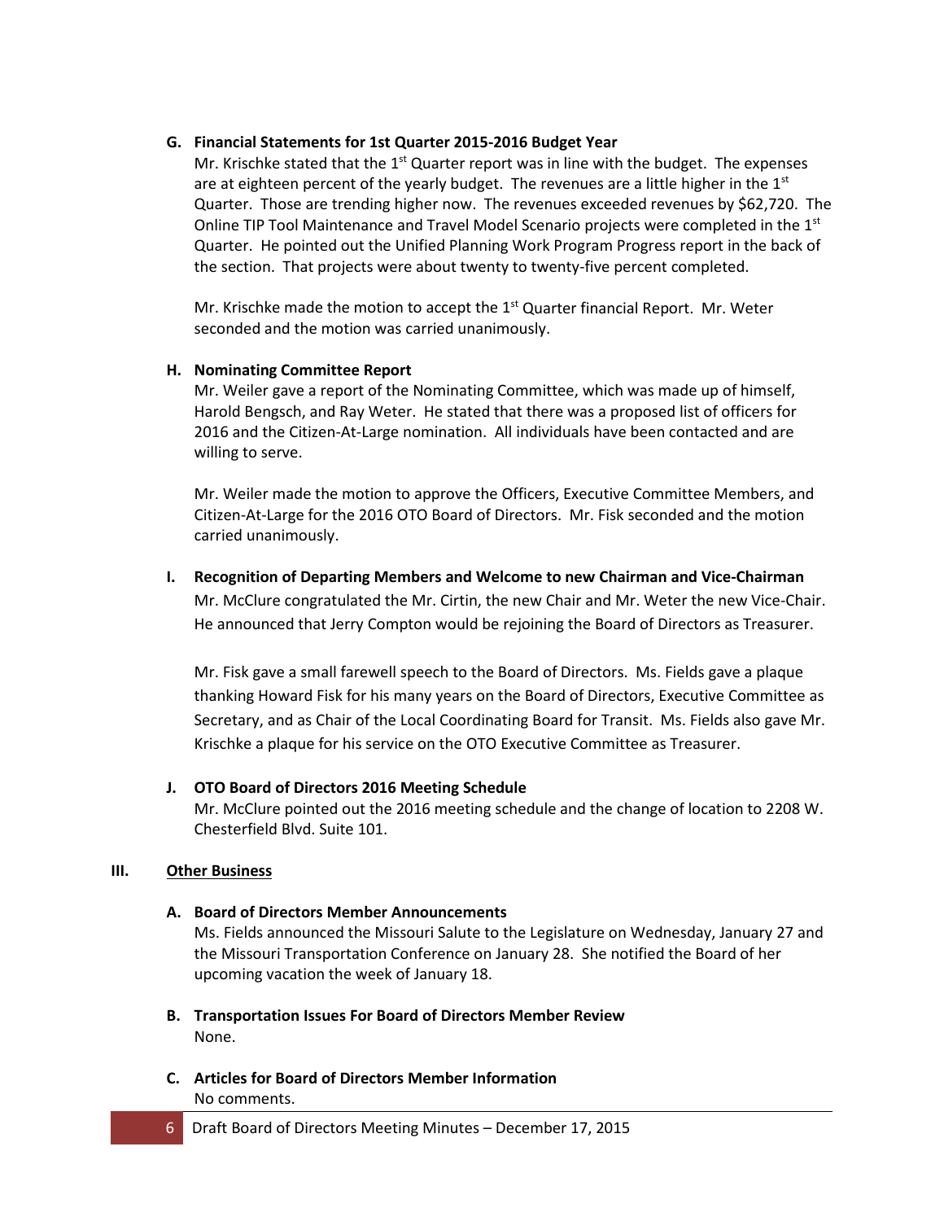**G. Financial Statements for 1st Quarter 2015-2016 Budget Year**

Mr. Krischke stated that the 1st Quarter report was in line with the budget. The expenses are at eighteen percent of the yearly budget. The revenues are a little higher in the 1st Quarter. Those are trending higher now. The revenues exceeded revenues by $62,720. The Online TIP Tool Maintenance and Travel Model Scenario projects were completed in the 1st Quarter. He pointed out the Unified Planning Work Program Progress report in the back of the section. That projects were about twenty to twenty-five percent completed.

Mr. Krischke made the motion to accept the 1st Quarter financial Report. Mr. Weter seconded and the motion was carried unanimously.

**H. Nominating Committee Report**

Mr. Weiler gave a report of the Nominating Committee, which was made up of himself, Harold Bengsch, and Ray Weter. He stated that there was a proposed list of officers for 2016 and the Citizen-At-Large nomination. All individuals have been contacted and are willing to serve.

Mr. Weiler made the motion to approve the Officers, Executive Committee Members, and Citizen-At-Large for the 2016 OTO Board of Directors. Mr. Fisk seconded and the motion carried unanimously.

**I. Recognition of Departing Members and Welcome to new Chairman and Vice-Chairman**

Mr. McClure congratulated the Mr. Cirtin, the new Chair and Mr. Weter the new Vice-Chair. He announced that Jerry Compton would be rejoining the Board of Directors as Treasurer.

Mr. Fisk gave a small farewell speech to the Board of Directors. Ms. Fields gave a plaque thanking Howard Fisk for his many years on the Board of Directors, Executive Committee as Secretary, and as Chair of the Local Coordinating Board for Transit. Ms. Fields also gave Mr. Krischke a plaque for his service on the OTO Executive Committee as Treasurer.

**J. OTO Board of Directors 2016 Meeting Schedule**

Mr. McClure pointed out the 2016 meeting schedule and the change of location to 2208 W. Chesterfield Blvd. Suite 101.

## III. Other Business

**A. Board of Directors Member Announcements**

Ms. Fields announced the Missouri Salute to the Legislature on Wednesday, January 27 and the Missouri Transportation Conference on January 28. She notified the Board of her upcoming vacation the week of January 18.

**B. Transportation Issues For Board of Directors Member Review**

None.

**C. Articles for Board of Directors Member Information**

No comments.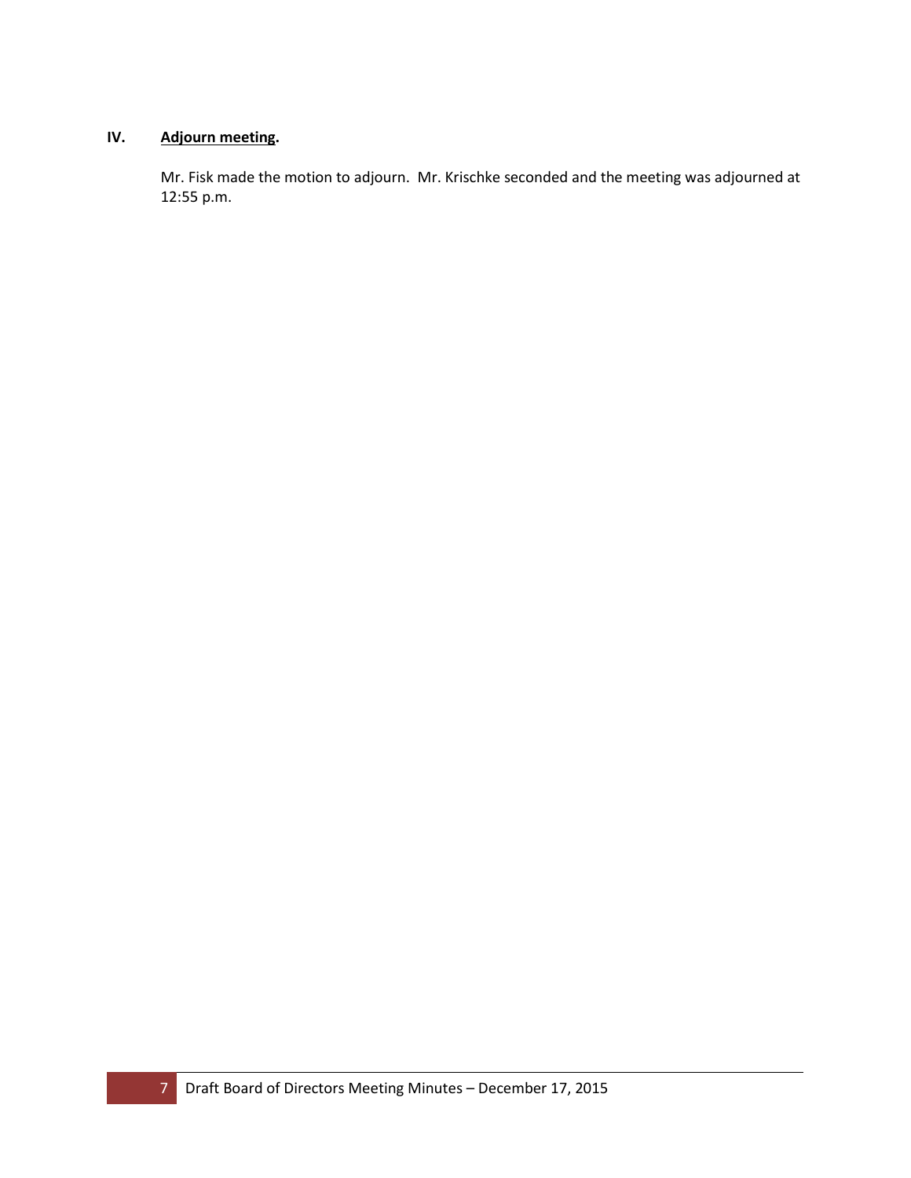## IV. **Adjourn meeting.**

Mr. Fisk made the motion to adjourn. Mr. Krischke seconded and the meeting was adjourned at 12:55 p.m.